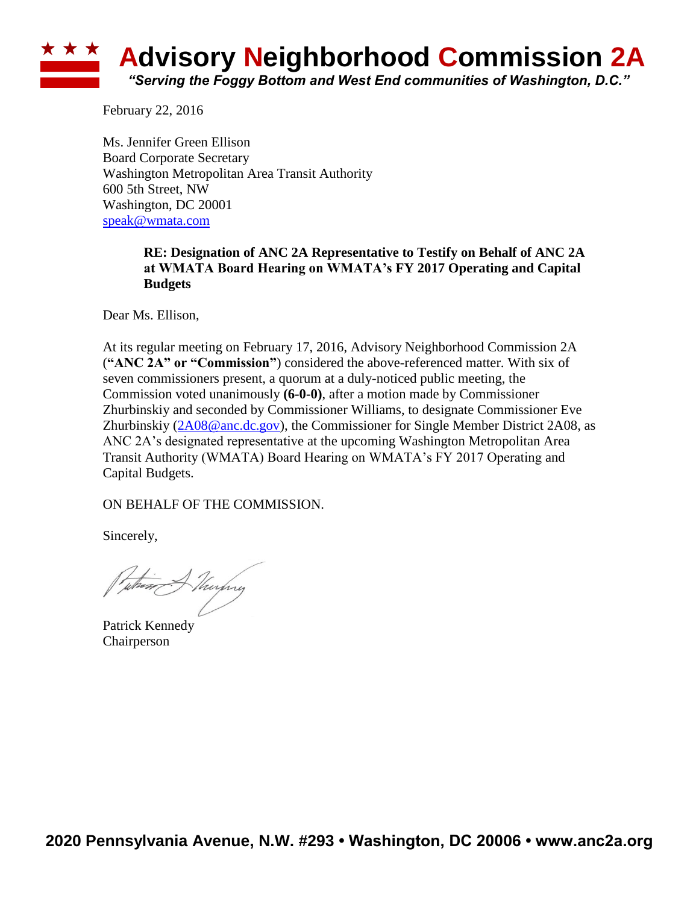# Advisory Neighborhood Commission 2A

*"Serving the Foggy Bottom and West End communities of Washington, D.C."*

February 22, 2016

Ms. Jennifer Green Ellison
Board Corporate Secretary
Washington Metropolitan Area Transit Authority
600 5th Street, NW
Washington, DC 20001
speak@wmata.com

**RE: Designation of ANC 2A Representative to Testify on Behalf of ANC 2A at WMATA Board Hearing on WMATA's FY 2017 Operating and Capital Budgets**

Dear Ms. Ellison,

At its regular meeting on February 17, 2016, Advisory Neighborhood Commission 2A (**"ANC 2A" or "Commission"**) considered the above-referenced matter. With six of seven commissioners present, a quorum at a duly-noticed public meeting, the Commission voted unanimously **(6-0-0)**, after a motion made by Commissioner Zhurbinskiy and seconded by Commissioner Williams, to designate Commissioner Eve Zhurbinskiy (2A08@anc.dc.gov), the Commissioner for Single Member District 2A08, as ANC 2A's designated representative at the upcoming Washington Metropolitan Area Transit Authority (WMATA) Board Hearing on WMATA's FY 2017 Operating and Capital Budgets.

ON BEHALF OF THE COMMISSION.

Sincerely,

Patrick Kennedy
Chairperson

**2020 Pennsylvania Avenue, N.W. #293 • Washington, DC 20006 • www.anc2a.org**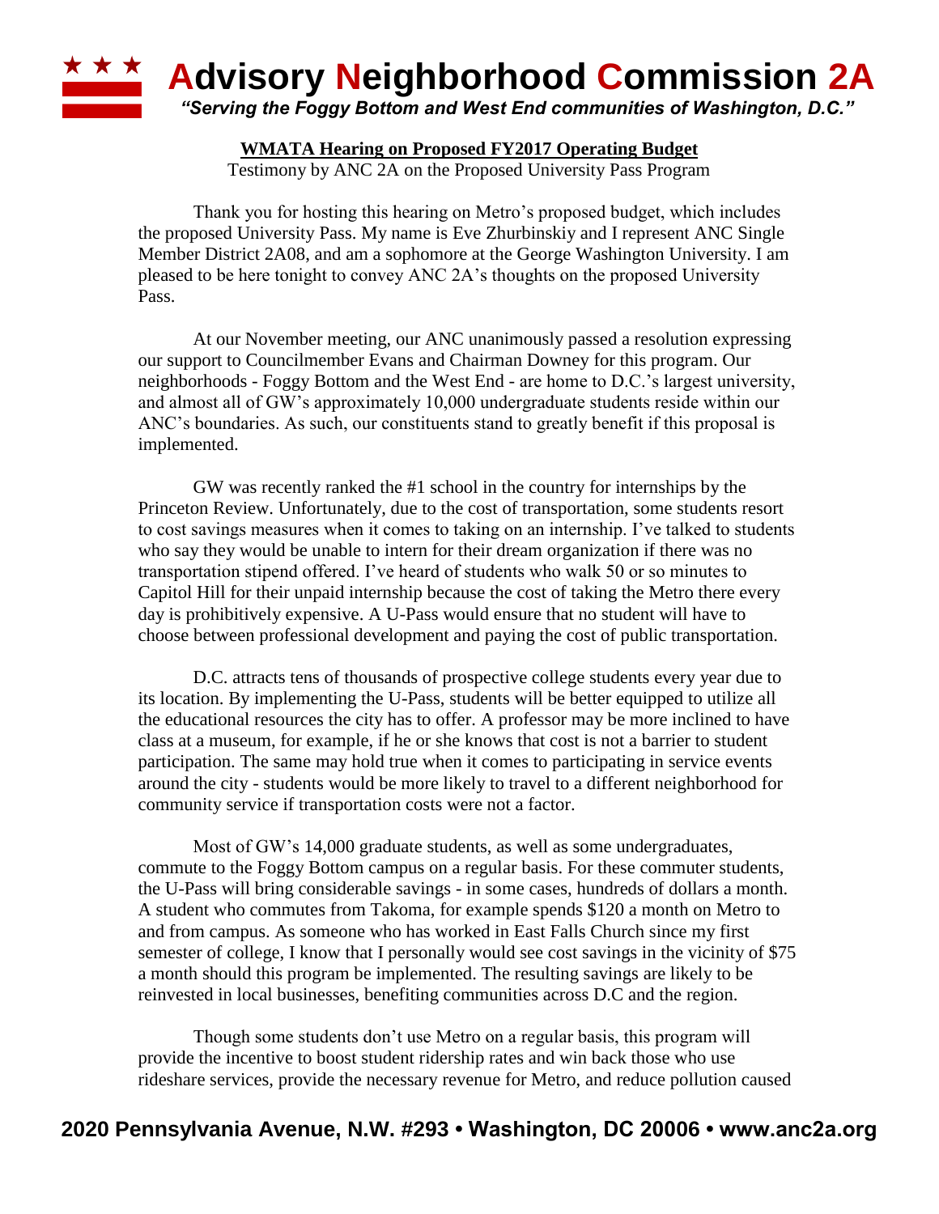# Advisory Neighborhood Commission 2A

*"Serving the Foggy Bottom and West End communities of Washington, D.C."*

**WMATA Hearing on Proposed FY2017 Operating Budget**

Testimony by ANC 2A on the Proposed University Pass Program

Thank you for hosting this hearing on Metro's proposed budget, which includes the proposed University Pass. My name is Eve Zhurbinskiy and I represent ANC Single Member District 2A08, and am a sophomore at the George Washington University. I am pleased to be here tonight to convey ANC 2A's thoughts on the proposed University Pass.

At our November meeting, our ANC unanimously passed a resolution expressing our support to Councilmember Evans and Chairman Downey for this program. Our neighborhoods - Foggy Bottom and the West End - are home to D.C.'s largest university, and almost all of GW's approximately 10,000 undergraduate students reside within our ANC's boundaries. As such, our constituents stand to greatly benefit if this proposal is implemented.

GW was recently ranked the #1 school in the country for internships by the Princeton Review. Unfortunately, due to the cost of transportation, some students resort to cost savings measures when it comes to taking on an internship. I've talked to students who say they would be unable to intern for their dream organization if there was no transportation stipend offered. I've heard of students who walk 50 or so minutes to Capitol Hill for their unpaid internship because the cost of taking the Metro there every day is prohibitively expensive. A U-Pass would ensure that no student will have to choose between professional development and paying the cost of public transportation.

D.C. attracts tens of thousands of prospective college students every year due to its location. By implementing the U-Pass, students will be better equipped to utilize all the educational resources the city has to offer. A professor may be more inclined to have class at a museum, for example, if he or she knows that cost is not a barrier to student participation. The same may hold true when it comes to participating in service events around the city - students would be more likely to travel to a different neighborhood for community service if transportation costs were not a factor.

Most of GW's 14,000 graduate students, as well as some undergraduates, commute to the Foggy Bottom campus on a regular basis. For these commuter students, the U-Pass will bring considerable savings - in some cases, hundreds of dollars a month. A student who commutes from Takoma, for example spends $120 a month on Metro to and from campus. As someone who has worked in East Falls Church since my first semester of college, I know that I personally would see cost savings in the vicinity of $75 a month should this program be implemented. The resulting savings are likely to be reinvested in local businesses, benefiting communities across D.C and the region.

Though some students don't use Metro on a regular basis, this program will provide the incentive to boost student ridership rates and win back those who use rideshare services, provide the necessary revenue for Metro, and reduce pollution caused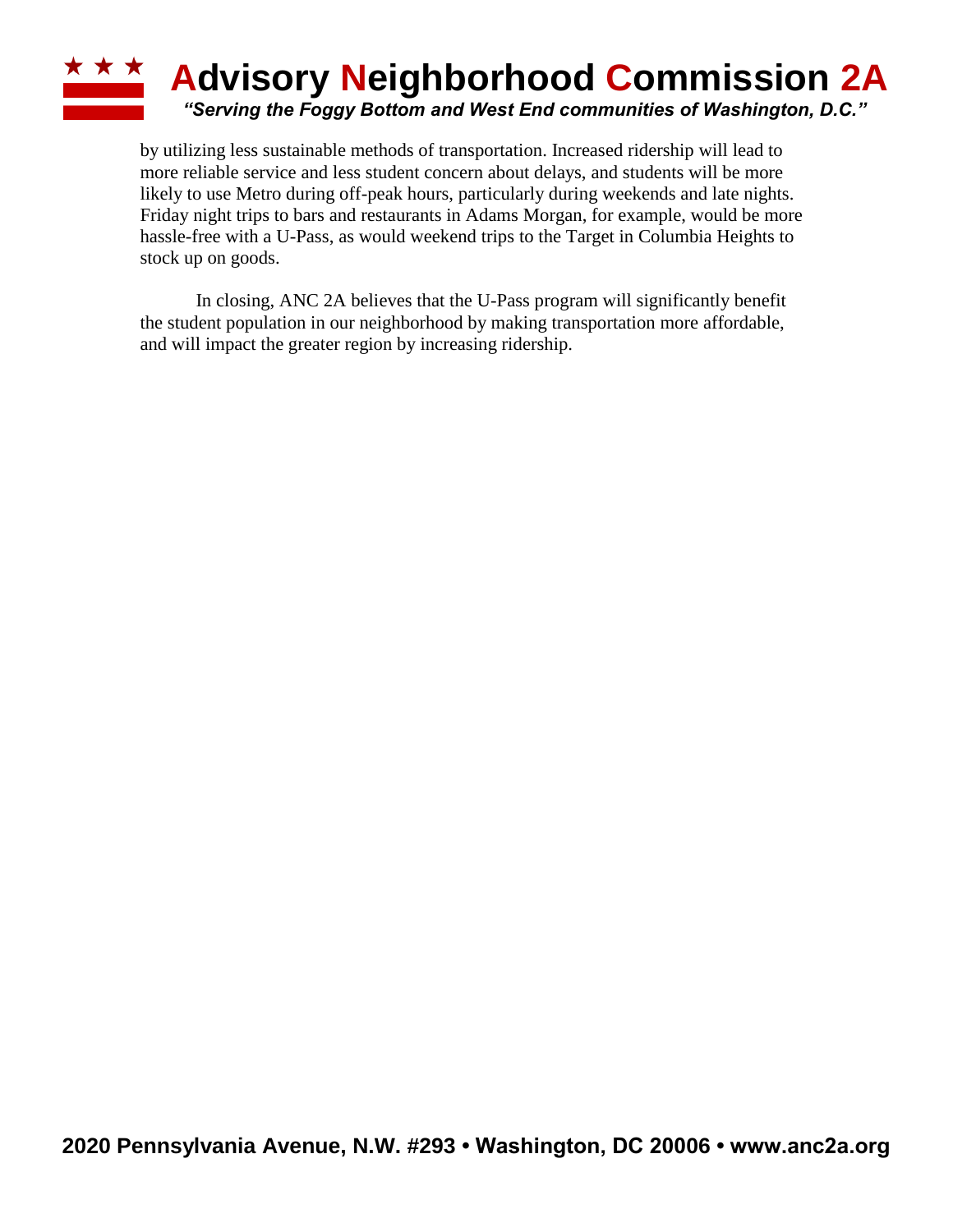by utilizing less sustainable methods of transportation. Increased ridership will lead to more reliable service and less student concern about delays, and students will be more likely to use Metro during off-peak hours, particularly during weekends and late nights. Friday night trips to bars and restaurants in Adams Morgan, for example, would be more hassle-free with a U-Pass, as would weekend trips to the Target in Columbia Heights to stock up on goods.

In closing, ANC 2A believes that the U-Pass program will significantly benefit the student population in our neighborhood by making transportation more affordable, and will impact the greater region by increasing ridership.